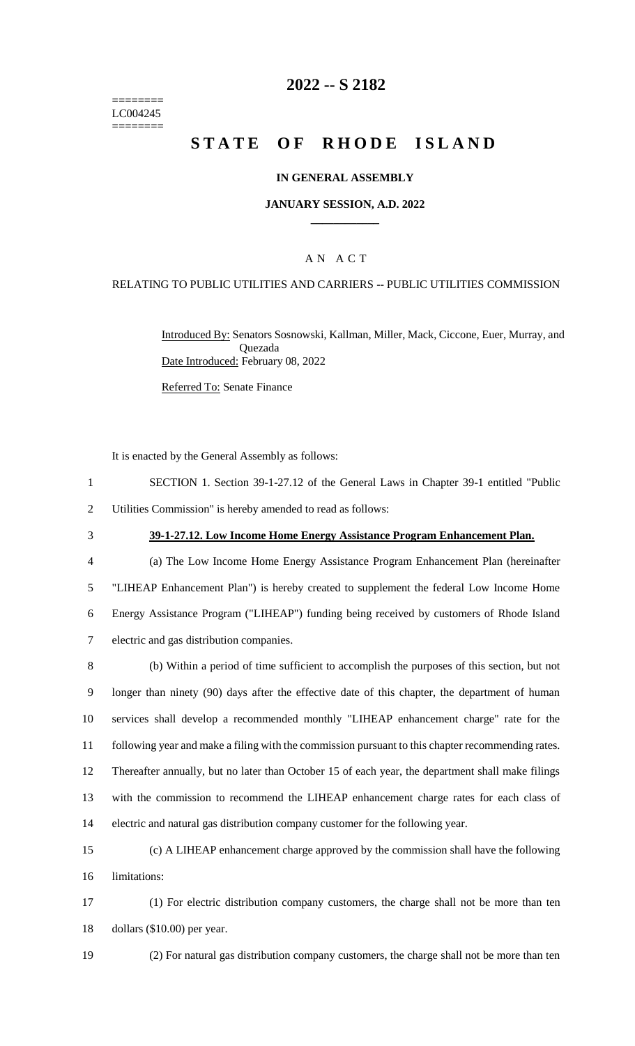========
LC004245
========

# 2022 -- S 2182

# STATE OF RHODE ISLAND

## IN GENERAL ASSEMBLY

### JANUARY SESSION, A.D. 2022

## A N A C T

### RELATING TO PUBLIC UTILITIES AND CARRIERS -- PUBLIC UTILITIES COMMISSION

Introduced By: Senators Sosnowski, Kallman, Miller, Mack, Ciccone, Euer, Murray, and Quezada

Date Introduced: February 08, 2022

Referred To: Senate Finance

It is enacted by the General Assembly as follows:

1 SECTION 1. Section 39-1-27.12 of the General Laws in Chapter 39-1 entitled "Public
2 Utilities Commission" is hereby amended to read as follows:

3 **39-1-27.12. Low Income Home Energy Assistance Program Enhancement Plan.**

4 (a) The Low Income Home Energy Assistance Program Enhancement Plan (hereinafter
5 "LIHEAP Enhancement Plan") is hereby created to supplement the federal Low Income Home
6 Energy Assistance Program ("LIHEAP") funding being received by customers of Rhode Island
7 electric and gas distribution companies.

8 (b) Within a period of time sufficient to accomplish the purposes of this section, but not
9 longer than ninety (90) days after the effective date of this chapter, the department of human
10 services shall develop a recommended monthly "LIHEAP enhancement charge" rate for the
11 following year and make a filing with the commission pursuant to this chapter recommending rates.
12 Thereafter annually, but no later than October 15 of each year, the department shall make filings
13 with the commission to recommend the LIHEAP enhancement charge rates for each class of
14 electric and natural gas distribution company customer for the following year.

15 (c) A LIHEAP enhancement charge approved by the commission shall have the following
16 limitations:

17 (1) For electric distribution company customers, the charge shall not be more than ten
18 dollars ($10.00) per year.

19 (2) For natural gas distribution company customers, the charge shall not be more than ten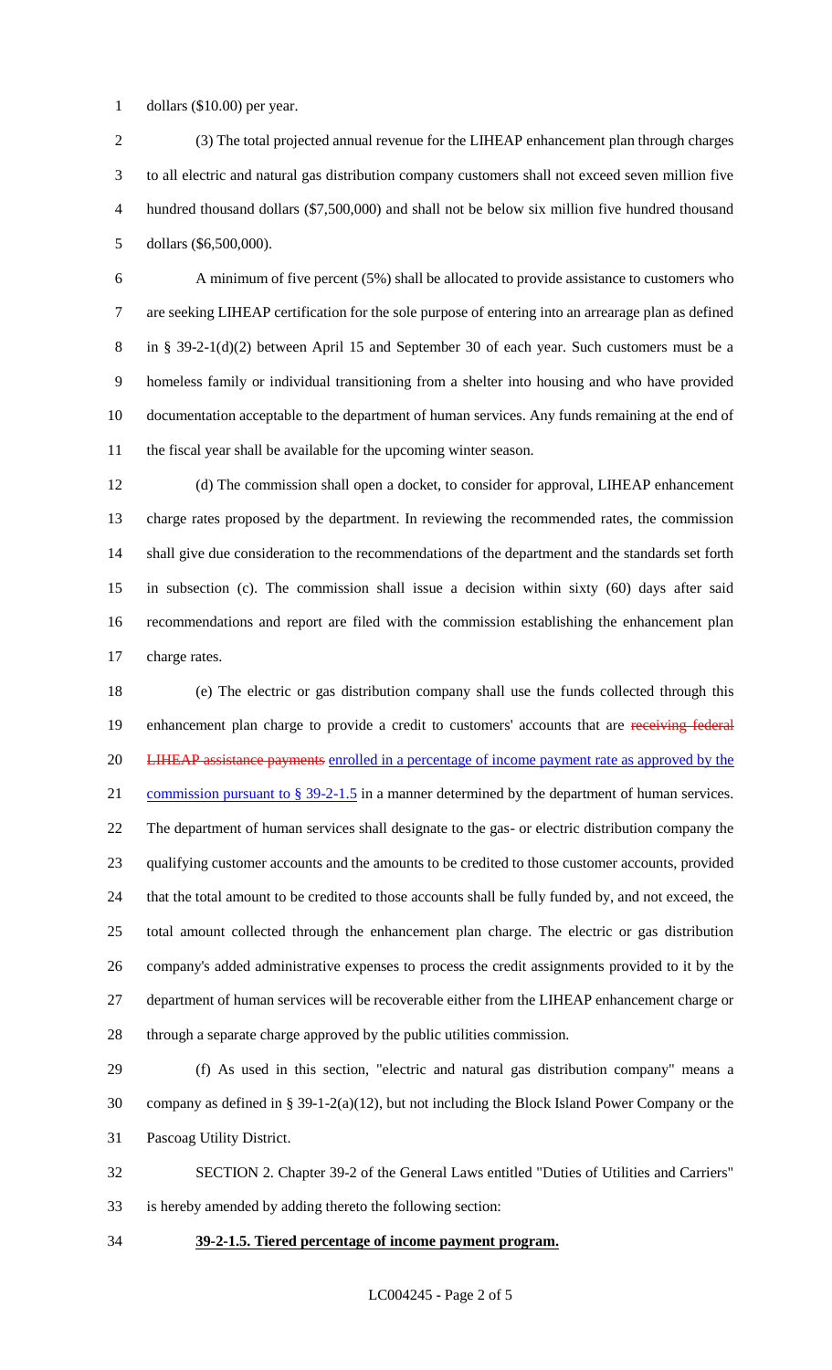dollars ($10.00) per year.

(3) The total projected annual revenue for the LIHEAP enhancement plan through charges to all electric and natural gas distribution company customers shall not exceed seven million five hundred thousand dollars ($7,500,000) and shall not be below six million five hundred thousand dollars ($6,500,000).

A minimum of five percent (5%) shall be allocated to provide assistance to customers who are seeking LIHEAP certification for the sole purpose of entering into an arrearage plan as defined in § 39-2-1(d)(2) between April 15 and September 30 of each year. Such customers must be a homeless family or individual transitioning from a shelter into housing and who have provided documentation acceptable to the department of human services. Any funds remaining at the end of the fiscal year shall be available for the upcoming winter season.

(d) The commission shall open a docket, to consider for approval, LIHEAP enhancement charge rates proposed by the department. In reviewing the recommended rates, the commission shall give due consideration to the recommendations of the department and the standards set forth in subsection (c). The commission shall issue a decision within sixty (60) days after said recommendations and report are filed with the commission establishing the enhancement plan charge rates.

(e) The electric or gas distribution company shall use the funds collected through this enhancement plan charge to provide a credit to customers' accounts that are ~~receiving federal LIHEAP assistance payments~~ <u>enrolled in a percentage of income payment rate as approved by the commission pursuant to § 39-2-1.5</u> in a manner determined by the department of human services. The department of human services shall designate to the gas- or electric distribution company the qualifying customer accounts and the amounts to be credited to those customer accounts, provided that the total amount to be credited to those accounts shall be fully funded by, and not exceed, the total amount collected through the enhancement plan charge. The electric or gas distribution company's added administrative expenses to process the credit assignments provided to it by the department of human services will be recoverable either from the LIHEAP enhancement charge or through a separate charge approved by the public utilities commission.

(f) As used in this section, "electric and natural gas distribution company" means a company as defined in § 39-1-2(a)(12), but not including the Block Island Power Company or the Pascoag Utility District.

SECTION 2. Chapter 39-2 of the General Laws entitled "Duties of Utilities and Carriers" is hereby amended by adding thereto the following section:

**<u>39-2-1.5. Tiered percentage of income payment program.</u>**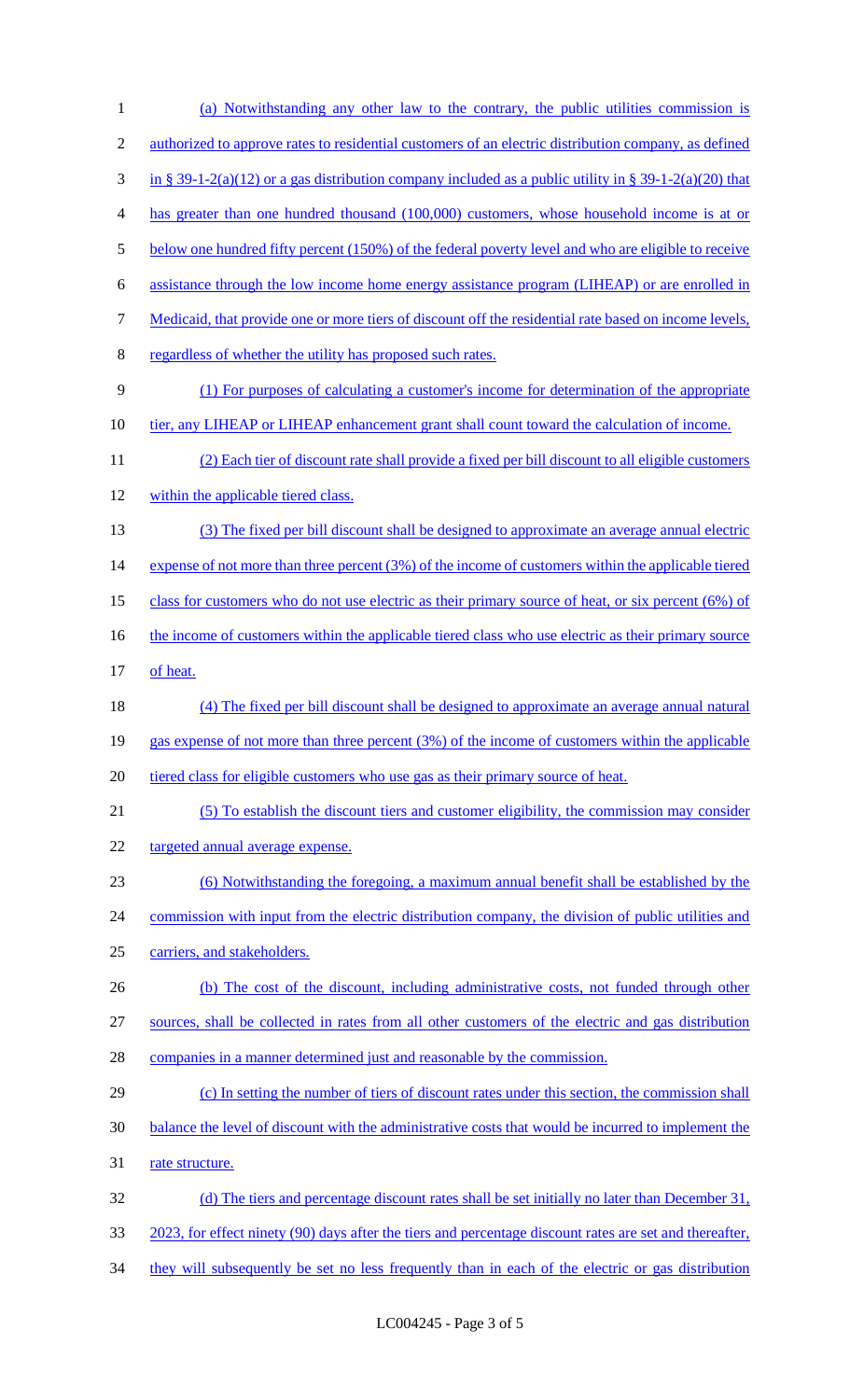(a) Notwithstanding any other law to the contrary, the public utilities commission is authorized to approve rates to residential customers of an electric distribution company, as defined in § 39-1-2(a)(12) or a gas distribution company included as a public utility in § 39-1-2(a)(20) that has greater than one hundred thousand (100,000) customers, whose household income is at or below one hundred fifty percent (150%) of the federal poverty level and who are eligible to receive assistance through the low income home energy assistance program (LIHEAP) or are enrolled in Medicaid, that provide one or more tiers of discount off the residential rate based on income levels, regardless of whether the utility has proposed such rates.

(1) For purposes of calculating a customer's income for determination of the appropriate tier, any LIHEAP or LIHEAP enhancement grant shall count toward the calculation of income.

(2) Each tier of discount rate shall provide a fixed per bill discount to all eligible customers within the applicable tiered class.

(3) The fixed per bill discount shall be designed to approximate an average annual electric expense of not more than three percent (3%) of the income of customers within the applicable tiered class for customers who do not use electric as their primary source of heat, or six percent (6%) of the income of customers within the applicable tiered class who use electric as their primary source of heat.

(4) The fixed per bill discount shall be designed to approximate an average annual natural gas expense of not more than three percent (3%) of the income of customers within the applicable tiered class for eligible customers who use gas as their primary source of heat.

(5) To establish the discount tiers and customer eligibility, the commission may consider targeted annual average expense.

(6) Notwithstanding the foregoing, a maximum annual benefit shall be established by the commission with input from the electric distribution company, the division of public utilities and carriers, and stakeholders.

(b) The cost of the discount, including administrative costs, not funded through other sources, shall be collected in rates from all other customers of the electric and gas distribution companies in a manner determined just and reasonable by the commission.

(c) In setting the number of tiers of discount rates under this section, the commission shall balance the level of discount with the administrative costs that would be incurred to implement the rate structure.

(d) The tiers and percentage discount rates shall be set initially no later than December 31, 2023, for effect ninety (90) days after the tiers and percentage discount rates are set and thereafter, they will subsequently be set no less frequently than in each of the electric or gas distribution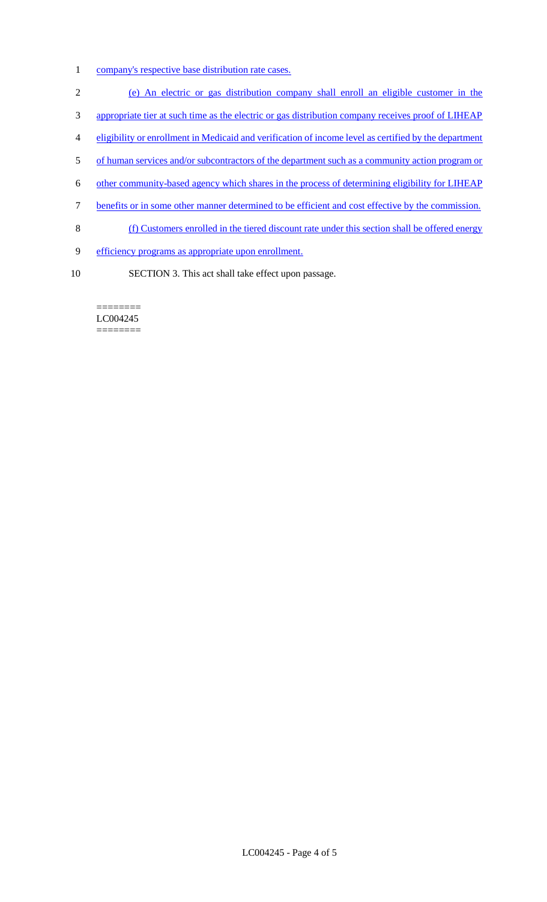company's respective base distribution rate cases.

(e) An electric or gas distribution company shall enroll an eligible customer in the appropriate tier at such time as the electric or gas distribution company receives proof of LIHEAP eligibility or enrollment in Medicaid and verification of income level as certified by the department of human services and/or subcontractors of the department such as a community action program or other community-based agency which shares in the process of determining eligibility for LIHEAP benefits or in some other manner determined to be efficient and cost effective by the commission.

(f) Customers enrolled in the tiered discount rate under this section shall be offered energy efficiency programs as appropriate upon enrollment.

SECTION 3. This act shall take effect upon passage.

========
LC004245
========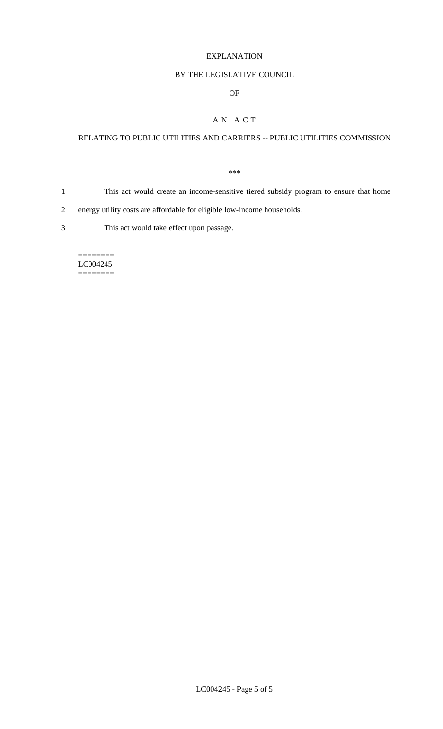EXPLANATION

BY THE LEGISLATIVE COUNCIL

OF

A N A C T

RELATING TO PUBLIC UTILITIES AND CARRIERS -- PUBLIC UTILITIES COMMISSION

\*\*\*

1 This act would create an income-sensitive tiered subsidy program to ensure that home
2 energy utility costs are affordable for eligible low-income households.
3 This act would take effect upon passage.

========
LC004245
========